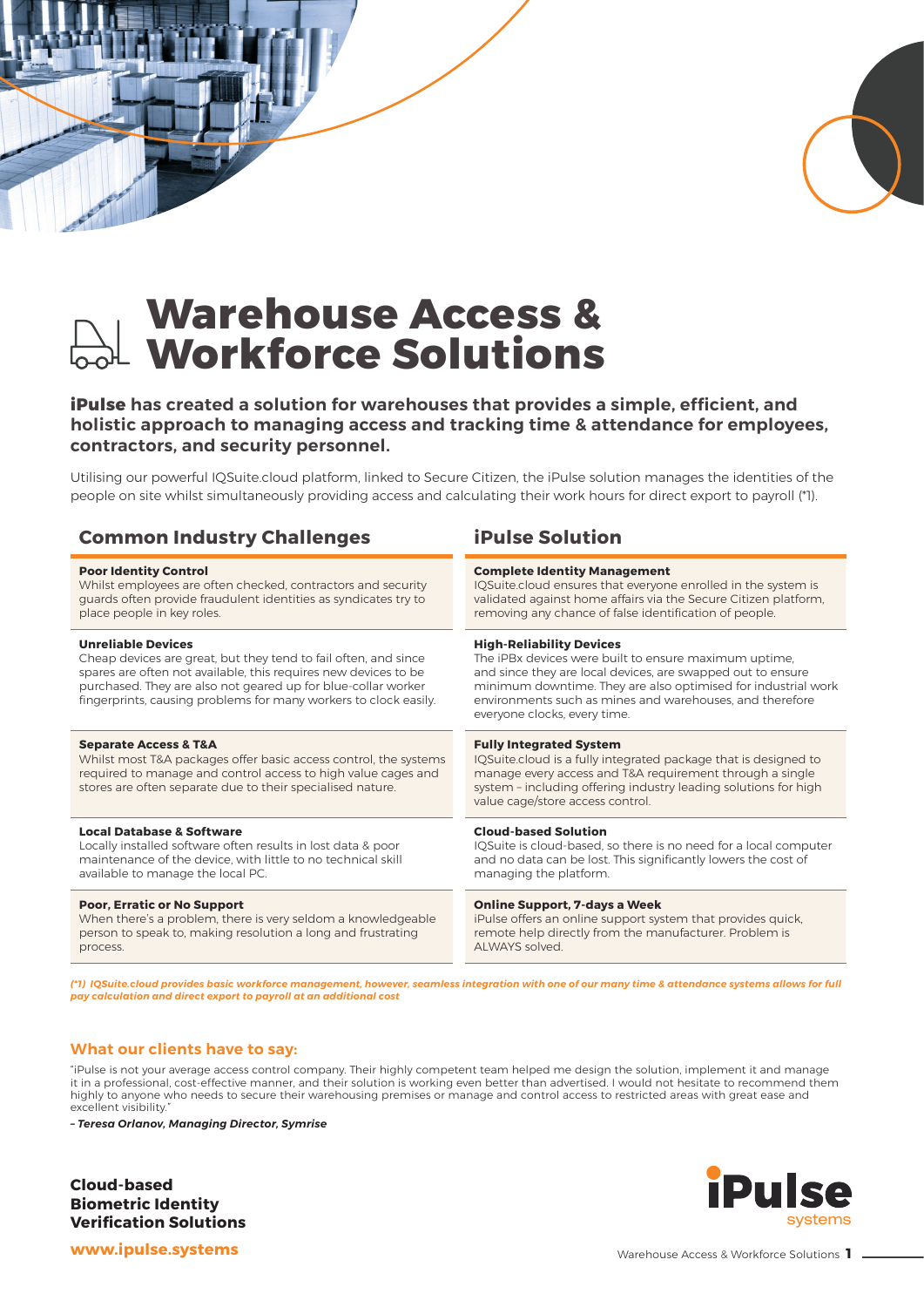# Warehouse Access & Workforce Solutions

**iPulse has created a solution for warehouses that provides a simple, efficient, and holistic approach to managing access and tracking time & attendance for employees, contractors, and security personnel.**

Utilising our powerful IQSuite.cloud platform, linked to Secure Citizen, the iPulse solution manages the identities of the people on site whilst simultaneously providing access and calculating their work hours for direct export to payroll (*1).

| Common Industry Challenges | iPulse Solution |
|---|---|
| **Poor Identity Control**<br>Whilst employees are often checked, contractors and security guards often provide fraudulent identities as syndicates try to place people in key roles. | **Complete Identity Management**<br>IQSuite.cloud ensures that everyone enrolled in the system is validated against home affairs via the Secure Citizen platform, removing any chance of false identification of people. |
| **Unreliable Devices**<br>Cheap devices are great, but they tend to fail often, and since spares are often not available, this requires new devices to be purchased. They are also not geared up for blue-collar worker fingerprints, causing problems for many workers to clock easily. | **High-Reliability Devices**<br>The iPBx devices were built to ensure maximum uptime, and since they are local devices, are swapped out to ensure minimum downtime. They are also optimised for industrial work environments such as mines and warehouses, and therefore everyone clocks, every time. |
| **Separate Access & T&A**<br>Whilst most T&A packages offer basic access control, the systems required to manage and control access to high value cages and stores are often separate due to their specialised nature. | **Fully Integrated System**<br>IQSuite.cloud is a fully integrated package that is designed to manage every access and T&A requirement through a single system – including offering industry leading solutions for high value cage/store access control. |
| **Local Database & Software**<br>Locally installed software often results in lost data & poor maintenance of the device, with little to no technical skill available to manage the local PC. | **Cloud-based Solution**<br>IQSuite is cloud-based, so there is no need for a local computer and no data can be lost. This significantly lowers the cost of managing the platform. |
| **Poor, Erratic or No Support**<br>When there's a problem, there is very seldom a knowledgeable person to speak to, making resolution a long and frustrating process. | **Online Support, 7-days a Week**<br>iPulse offers an online support system that provides quick, remote help directly from the manufacturer. Problem is ALWAYS solved. |

***(*1) IQSuite.cloud provides basic workforce management, however, seamless integration with one of our many time & attendance systems allows for full pay calculation and direct export to payroll at an additional cost***

## What our clients have to say:

"iPulse is not your average access control company. Their highly competent team helped me design the solution, implement it and manage it in a professional, cost-effective manner, and their solution is working even better than advertised. I would not hesitate to recommend them highly to anyone who needs to secure their warehousing premises or manage and control access to restricted areas with great ease and excellent visibility."

***– Teresa Orlanov, Managing Director, Symrise***

**Cloud-based
Biometric Identity
Verification Solutions**

**www.ipulse.systems**

iPulse systems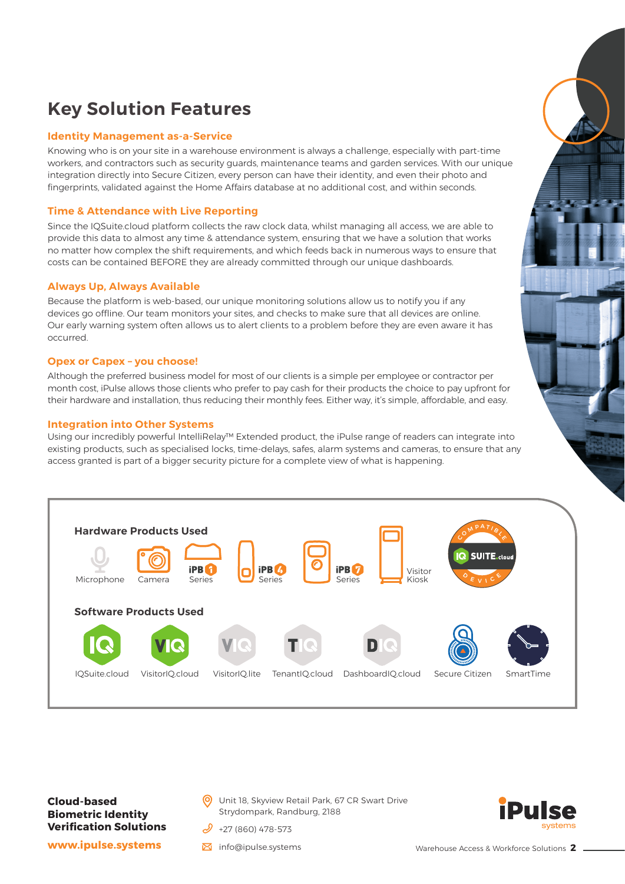# Key Solution Features

## Identity Management as-a-Service

Knowing who is on your site in a warehouse environment is always a challenge, especially with part-time workers, and contractors such as security guards, maintenance teams and garden services. With our unique integration directly into Secure Citizen, every person can have their identity, and even their photo and fingerprints, validated against the Home Affairs database at no additional cost, and within seconds.

## Time & Attendance with Live Reporting

Since the IQSuite.cloud platform collects the raw clock data, whilst managing all access, we are able to provide this data to almost any time & attendance system, ensuring that we have a solution that works no matter how complex the shift requirements, and which feeds back in numerous ways to ensure that costs can be contained BEFORE they are already committed through our unique dashboards.

## Always Up, Always Available

Because the platform is web-based, our unique monitoring solutions allow us to notify you if any devices go offline. Our team monitors your sites, and checks to make sure that all devices are online. Our early warning system often allows us to alert clients to a problem before they are even aware it has occurred.

## Opex or Capex – you choose!

Although the preferred business model for most of our clients is a simple per employee or contractor per month cost, iPulse allows those clients who prefer to pay cash for their products the choice to pay upfront for their hardware and installation, thus reducing their monthly fees. Either way, it's simple, affordable, and easy.

## Integration into Other Systems

Using our incredibly powerful IntelliRelay™ Extended product, the iPulse range of readers can integrate into existing products, such as specialised locks, time-delays, safes, alarm systems and cameras, to ensure that any access granted is part of a bigger security picture for a complete view of what is happening.

### Hardware Products Used

Microphone
Camera
iPB 1 Series
iPB 4 Series
iPB 7 Series
Visitor Kiosk
IQ SUITE.cloud COMPATIBLE DEVICE

### Software Products Used

IQSuite.cloud
VisitorIQ.cloud
VisitorIQ.lite
TenantIQ.cloud
DashboardIQ.cloud
Secure Citizen
SmartTime

**Cloud-based Biometric Identity Verification Solutions**

**www.ipulse.systems**

Unit 18, Skyview Retail Park, 67 CR Swart Drive
Strydompark, Randburg, 2188

+27 (860) 478-573

info@ipulse.systems

iPulse systems

Warehouse Access & Workforce Solutions